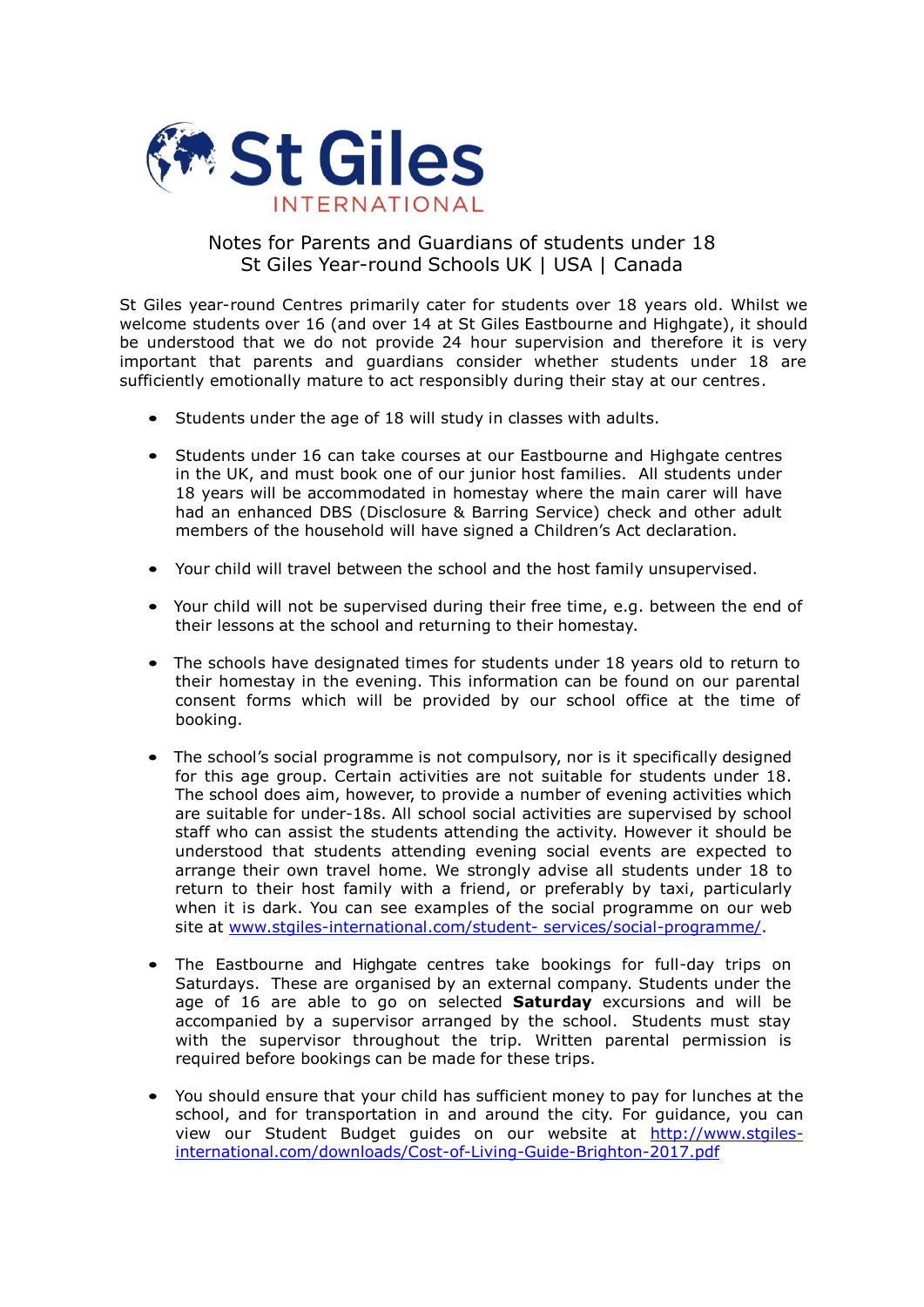St Giles INTERNATIONAL

## Notes for Parents and Guardians of students under 18
## St Giles Year-round Schools UK | USA | Canada

St Giles year-round Centres primarily cater for students over 18 years old. Whilst we welcome students over 16 (and over 14 at St Giles Eastbourne and Highgate), it should be understood that we do not provide 24 hour supervision and therefore it is very important that parents and guardians consider whether students under 18 are sufficiently emotionally mature to act responsibly during their stay at our centres.

- Students under the age of 18 will study in classes with adults.
- Students under 16 can take courses at our Eastbourne and Highgate centres in the UK, and must book one of our junior host families. All students under 18 years will be accommodated in homestay where the main carer will have had an enhanced DBS (Disclosure & Barring Service) check and other adult members of the household will have signed a Children's Act declaration.
- Your child will travel between the school and the host family unsupervised.
- Your child will not be supervised during their free time, e.g. between the end of their lessons at the school and returning to their homestay.
- The schools have designated times for students under 18 years old to return to their homestay in the evening. This information can be found on our parental consent forms which will be provided by our school office at the time of booking.
- The school's social programme is not compulsory, nor is it specifically designed for this age group. Certain activities are not suitable for students under 18. The school does aim, however, to provide a number of evening activities which are suitable for under-18s. All school social activities are supervised by school staff who can assist the students attending the activity. However it should be understood that students attending evening social events are expected to arrange their own travel home. We strongly advise all students under 18 to return to their host family with a friend, or preferably by taxi, particularly when it is dark. You can see examples of the social programme on our web site at www.stgiles-international.com/student- services/social-programme/.
- The Eastbourne and Highgate centres take bookings for full-day trips on Saturdays. These are organised by an external company. Students under the age of 16 are able to go on selected **Saturday** excursions and will be accompanied by a supervisor arranged by the school. Students must stay with the supervisor throughout the trip. Written parental permission is required before bookings can be made for these trips.
- You should ensure that your child has sufficient money to pay for lunches at the school, and for transportation in and around the city. For guidance, you can view our Student Budget guides on our website at http://www.stgiles-international.com/downloads/Cost-of-Living-Guide-Brighton-2017.pdf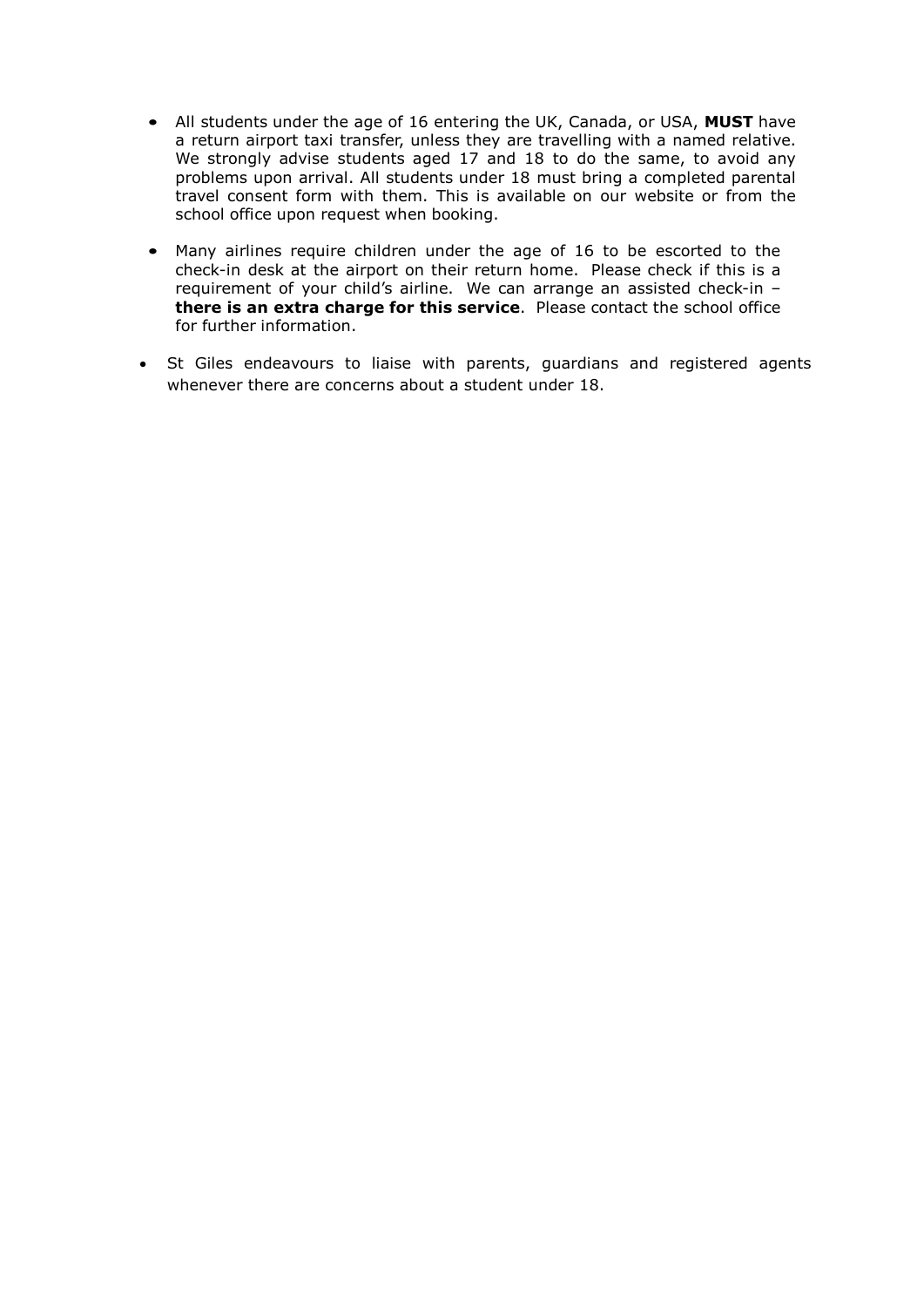- All students under the age of 16 entering the UK, Canada, or USA, **MUST** have a return airport taxi transfer, unless they are travelling with a named relative. We strongly advise students aged 17 and 18 to do the same, to avoid any problems upon arrival. All students under 18 must bring a completed parental travel consent form with them. This is available on our website or from the school office upon request when booking.

- Many airlines require children under the age of 16 to be escorted to the check-in desk at the airport on their return home. Please check if this is a requirement of your child's airline. We can arrange an assisted check-in – **there is an extra charge for this service**. Please contact the school office for further information.

- St Giles endeavours to liaise with parents, guardians and registered agents whenever there are concerns about a student under 18.